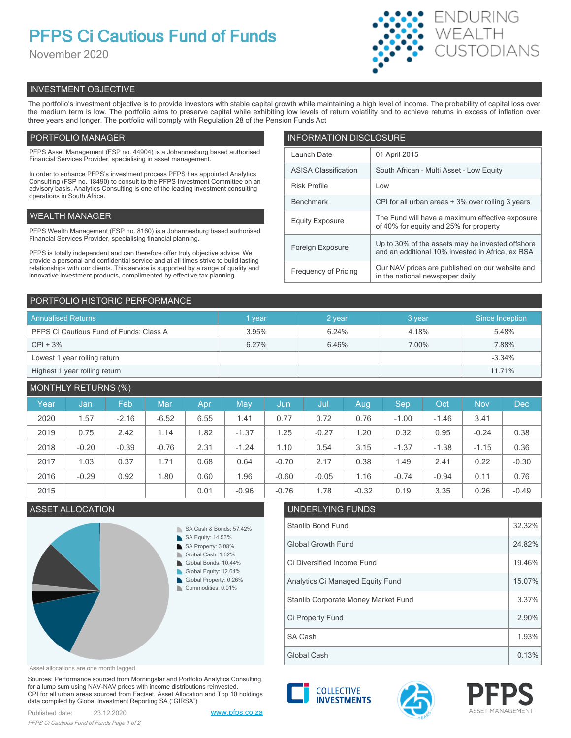# PFPS Ci Cautious Fund of Funds

November 2020

ENDURING WEALTH CUSTODIANS

## INVESTMENT OBJECTIVE

The portfolio's investment objective is to provide investors with stable capital growth while maintaining a high level of income. The probability of capital loss over the medium term is low. The portfolio aims to preserve capital while exhibiting low levels of return volatility and to achieve returns in excess of inflation over three years and longer. The portfolio will comply with Regulation 28 of the Pension Funds Act

## PORTFOLIO MANAGER

PFPS Asset Management (FSP no. 44904) is a Johannesburg based authorised Financial Services Provider, specialising in asset management.

In order to enhance PFPS's investment process PFPS has appointed Analytics Consulting (FSP no. 18490) to consult to the PFPS Investment Committee on an advisory basis. Analytics Consulting is one of the leading investment consulting operations in South Africa.

## WEALTH MANAGER

PFPS Wealth Management (FSP no. 8160) is a Johannesburg based authorised Financial Services Provider, specialising financial planning.

PFPS is totally independent and can therefore offer truly objective advice. We provide a personal and confidential service and at all times strive to build lasting relationships with our clients. This service is supported by a range of quality and innovative investment products, complimented by effective tax planning.

## INFORMATION DISCLOSURE

| | |
|---|---|
| Launch Date | 01 April 2015 |
| ASISA Classification | South African - Multi Asset - Low Equity |
| Risk Profile | Low |
| Benchmark | CPI for all urban areas + 3% over rolling 3 years |
| Equity Exposure | The Fund will have a maximum effective exposure of 40% for equity and 25% for property |
| Foreign Exposure | Up to 30% of the assets may be invested offshore and an additional 10% invested in Africa, ex RSA |
| Frequency of Pricing | Our NAV prices are published on our website and in the national newspaper daily |

## PORTFOLIO HISTORIC PERFORMANCE

| Annualised Returns | 1 year | 2 year | 3 year | Since Inception |
|---|---|---|---|---|
| PFPS Ci Cautious Fund of Funds: Class A | 3.95% | 6.24% | 4.18% | 5.48% |
| CPI + 3% | 6.27% | 6.46% | 7.00% | 7.88% |
| Lowest 1 year rolling return | | | | -3.34% |
| Highest 1 year rolling return | | | | 11.71% |

## MONTHLY RETURNS (%)

| Year | Jan | Feb | Mar | Apr | May | Jun | Jul | Aug | Sep | Oct | Nov | Dec |
|---|---|---|---|---|---|---|---|---|---|---|---|---|
| 2020 | 1.57 | -2.16 | -6.52 | 6.55 | 1.41 | 0.77 | 0.72 | 0.76 | -1.00 | -1.46 | 3.41 | |
| 2019 | 0.75 | 2.42 | 1.14 | 1.82 | -1.37 | 1.25 | -0.27 | 1.20 | 0.32 | 0.95 | -0.24 | 0.38 |
| 2018 | -0.20 | -0.39 | -0.76 | 2.31 | -1.24 | 1.10 | 0.54 | 3.15 | -1.37 | -1.38 | -1.15 | 0.36 |
| 2017 | 1.03 | 0.37 | 1.71 | 0.68 | 0.64 | -0.70 | 2.17 | 0.38 | 1.49 | 2.41 | 0.22 | -0.30 |
| 2016 | -0.29 | 0.92 | 1.80 | 0.60 | 1.96 | -0.60 | -0.05 | 1.16 | -0.74 | -0.94 | 0.11 | 0.76 |
| 2015 | | | | 0.01 | -0.96 | -0.76 | 1.78 | -0.32 | 0.19 | 3.35 | 0.26 | -0.49 |

## ASSET ALLOCATION

- SA Cash & Bonds: 57.42%
- SA Equity: 14.53%
- SA Property: 3.08%
- Global Cash: 1.62%
- Global Bonds: 10.44%
- Global Equity: 12.64%
- Global Property: 0.26%
- Commodities: 0.01%

Asset allocations are one month lagged

## UNDERLYING FUNDS

| | |
|---|---|
| Stanlib Bond Fund | 32.32% |
| Global Growth Fund | 24.82% |
| Ci Diversified Income Fund | 19.46% |
| Analytics Ci Managed Equity Fund | 15.07% |
| Stanlib Corporate Money Market Fund | 3.37% |
| Ci Property Fund | 2.90% |
| SA Cash | 1.93% |
| Global Cash | 0.13% |

Sources: Performance sourced from Morningstar and Portfolio Analytics Consulting, for a lump sum using NAV-NAV prices with income distributions reinvested. CPI for all urban areas sourced from Factset. Asset Allocation and Top 10 holdings data compiled by Global Investment Reporting SA ("GIRSA")

Published date: 23.12.2020

www.pfps.co.za

COLLECTIVE INVESTMENTS

PFPS ASSET MANAGEMENT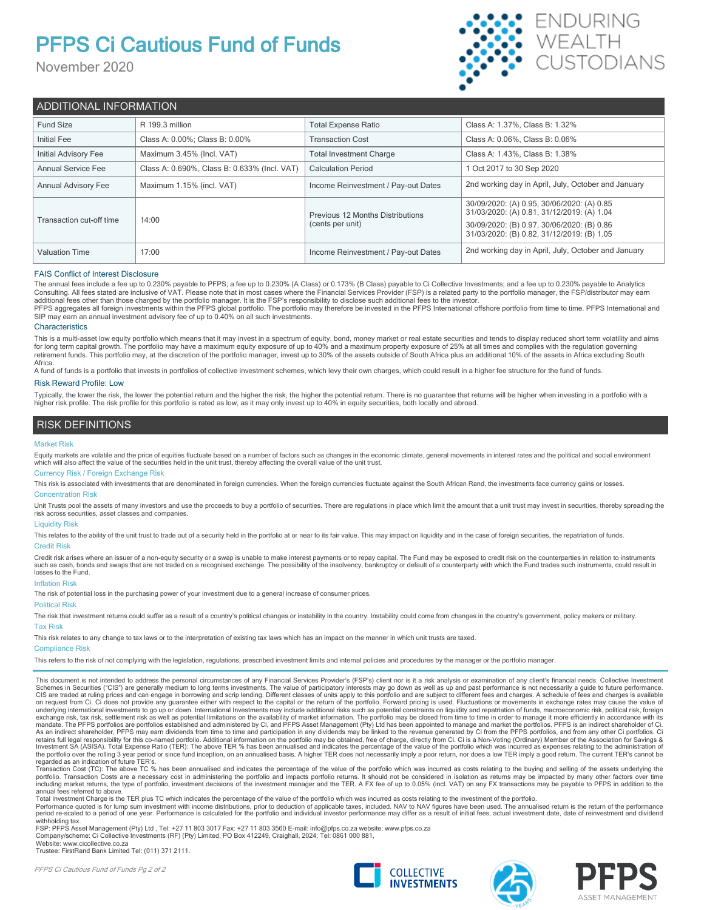# PFPS Ci Cautious Fund of Funds

November 2020

## ADDITIONAL INFORMATION

| | | | |
|---|---|---|---|
| Fund Size | R 199.3 million | Total Expense Ratio | Class A: 1.37%, Class B: 1.32% |
| Initial Fee | Class A: 0.00%; Class B: 0.00% | Transaction Cost | Class A: 0.06%, Class B: 0.06% |
| Initial Advisory Fee | Maximum 3.45% (Incl. VAT) | Total Investment Charge | Class A: 1.43%, Class B: 1.38% |
| Annual Service Fee | Class A: 0.690%, Class B: 0.633% (Incl. VAT) | Calculation Period | 1 Oct 2017 to 30 Sep 2020 |
| Annual Advisory Fee | Maximum 1.15% (incl. VAT) | Income Reinvestment / Pay-out Dates | 2nd working day in April, July, October and January |
| Transaction cut-off time | 14:00 | Previous 12 Months Distributions (cents per unit) | 30/09/2020: (A) 0.95, 30/06/2020: (A) 0.85 31/03/2020: (A) 0.81, 31/12/2019: (A) 1.04 30/09/2020: (B) 0.97, 30/06/2020: (B) 0.86 31/03/2020: (B) 0.82, 31/12/2019: (B) 1.05 |
| Valuation Time | 17:00 | Income Reinvestment / Pay-out Dates | 2nd working day in April, July, October and January |

### FAIS Conflict of Interest Disclosure

The annual fees include a fee up to 0.230% payable to PFPS; a fee up to 0.230% (A Class) or 0.173% (B Class) payable to Ci Collective Investments; and a fee up to 0.230% payable to Analytics Consulting. All fees stated are inclusive of VAT. Please note that in most cases where the Financial Services Provider (FSP) is a related party to the portfolio manager, the FSP/distributor may earn additional fees other than those charged by the portfolio manager. It is the FSP's responsibility to disclose such additional fees to the investor.
PFPS aggregates all foreign investments within the PFPS global portfolio. The portfolio may therefore be invested in the PFPS International offshore portfolio from time to time. PFPS International and SIP may earn an annual investment advisory fee of up to 0.40% on all such investments.

### Characteristics

This is a multi-asset low equity portfolio which means that it may invest in a spectrum of equity, bond, money market or real estate securities and tends to display reduced short term volatility and aims for long term capital growth. The portfolio may have a maximum equity exposure of up to 40% and a maximum property exposure of 25% at all times and complies with the regulation governing retirement funds. This portfolio may, at the discretion of the portfolio manager, invest up to 30% of the assets outside of South Africa plus an additional 10% of the assets in Africa excluding South Africa.
A fund of funds is a portfolio that invests in portfolios of collective investment schemes, which levy their own charges, which could result in a higher fee structure for the fund of funds.

### Risk Reward Profile: Low

Typically, the lower the risk, the lower the potential return and the higher the risk, the higher the potential return. There is no guarantee that returns will be higher when investing in a portfolio with a higher risk profile. The risk profile for this portfolio is rated as low, as it may only invest up to 40% in equity securities, both locally and abroad.

## RISK DEFINITIONS

### Market Risk

Equity markets are volatile and the price of equities fluctuate based on a number of factors such as changes in the economic climate, general movements in interest rates and the political and social environment which will also affect the value of the securities held in the unit trust, thereby affecting the overall value of the unit trust.

### Currency Risk / Foreign Exchange Risk

This risk is associated with investments that are denominated in foreign currencies. When the foreign currencies fluctuate against the South African Rand, the investments face currency gains or losses.

### Concentration Risk

Unit Trusts pool the assets of many investors and use the proceeds to buy a portfolio of securities. There are regulations in place which limit the amount that a unit trust may invest in securities, thereby spreading the risk across securities, asset classes and companies.

### Liquidity Risk

This relates to the ability of the unit trust to trade out of a security held in the portfolio at or near to its fair value. This may impact on liquidity and in the case of foreign securities, the repatriation of funds.

### Credit Risk

Credit risk arises where an issuer of a non-equity security or a swap is unable to make interest payments or to repay capital. The Fund may be exposed to credit risk on the counterparties in relation to instruments such as cash, bonds and swaps that are not traded on a recognised exchange. The possibility of the insolvency, bankruptcy or default of a counterparty with which the Fund trades such instruments, could result in losses to the Fund.

### Inflation Risk

The risk of potential loss in the purchasing power of your investment due to a general increase of consumer prices.

### Political Risk

The risk that investment returns could suffer as a result of a country's political changes or instability in the country. Instability could come from changes in the country's government, policy makers or military.

### Tax Risk

This risk relates to any change to tax laws or to the interpretation of existing tax laws which has an impact on the manner in which unit trusts are taxed.

### Compliance Risk

This refers to the risk of not complying with the legislation, regulations, prescribed investment limits and internal policies and procedures by the manager or the portfolio manager.

---

This document is not intended to address the personal circumstances of any Financial Services Provider's (FSP's) client nor is it a risk analysis or examination of any client's financial needs. Collective Investment Schemes in Securities ("CIS") are generally medium to long terms investments. The value of participatory interests may go down as well as up and past performance is not necessarily a guide to future performance. CIS are traded at ruling prices and can engage in borrowing and scrip lending. Different classes of units apply to this portfolio and are subject to different fees and charges. A schedule of fees and charges is available on request from Ci. Ci does not provide any guarantee either with respect to the capital or the return of the portfolio. Forward pricing is used. Fluctuations or movements in exchange rates may cause the value of underlying international investments to go up or down. International Investments may include additional risks such as potential constraints on liquidity and repatriation of funds, macroeconomic risk, political risk, foreign exchange risk, tax risk, settlement risk as well as potential limitations on the availability of market information. The portfolio may be closed from time to time in order to manage it more efficiently in accordance with its mandate. The PFPS portfolios are portfolios established and administered by Ci, and PFPS Asset Management (Pty) Ltd has been appointed to manage and market the portfolios. PFPS is an indirect shareholder of Ci. As an indirect shareholder, PFPS may earn dividends from time to time and participation in any dividends may be linked to the revenue generated by Ci from the PFPS portfolios, and from any other Ci portfolios. Ci retains full legal responsibility for this co-named portfolio. Additional information on the portfolio may be obtained, free of charge, directly from Ci. Ci is a Non-Voting (Ordinary) Member of the Association for Savings & Investment SA (ASISA). Total Expense Ratio (TER): The above TER % has been annualised and indicates the percentage of the value of the portfolio which was incurred as expenses relating to the administration of the portfolio over the rolling 3 year period or since fund inception, on an annualised basis. A higher TER does not necessarily imply a poor return, nor does a low TER imply a good return. The current TER's cannot be regarded as an indication of future TER's.
Transaction Cost (TC): The above TC % has been annualised and indicates the percentage of the value of the portfolio which was incurred as costs relating to the buying and selling of the assets underlying the portfolio. Transaction Costs are a necessary cost in administering the portfolio and impacts portfolio returns. It should not be considered in isolation as returns may be impacted by many other factors over time including market returns, the type of portfolio, investment decisions of the investment manager and the TER. A FX fee of up to 0.05% (incl. VAT) on any FX transactions may be payable to PFPS in addition to the annual fees referred to above.
Total Investment Charge is the TER plus TC which indicates the percentage of the value of the portfolio which was incurred as costs relating to the investment of the portfolio.
Performance quoted is for lump sum investment with income distributions, prior to deduction of applicable taxes, included. NAV to NAV figures have been used. The annualised return is the return of the performance period re-scaled to a period of one year. Performance is calculated for the portfolio and individual investor performance may differ as a result of initial fees, actual investment date, date of reinvestment and dividend withholding tax.
FSP: PFPS Asset Management (Pty) Ltd , Tel: +27 11 803 3017 Fax: +27 11 803 3560 E-mail: info@pfps.co.za website: www.pfps.co.za
Company/scheme: Ci Collective Investments (RF) (Pty) Limited, PO Box 412249, Craighall, 2024; Tel: 0861 000 881,
Website: www.cicollective.co.za
Trustee: FirstRand Bank Limited Tel: (011) 371 2111.